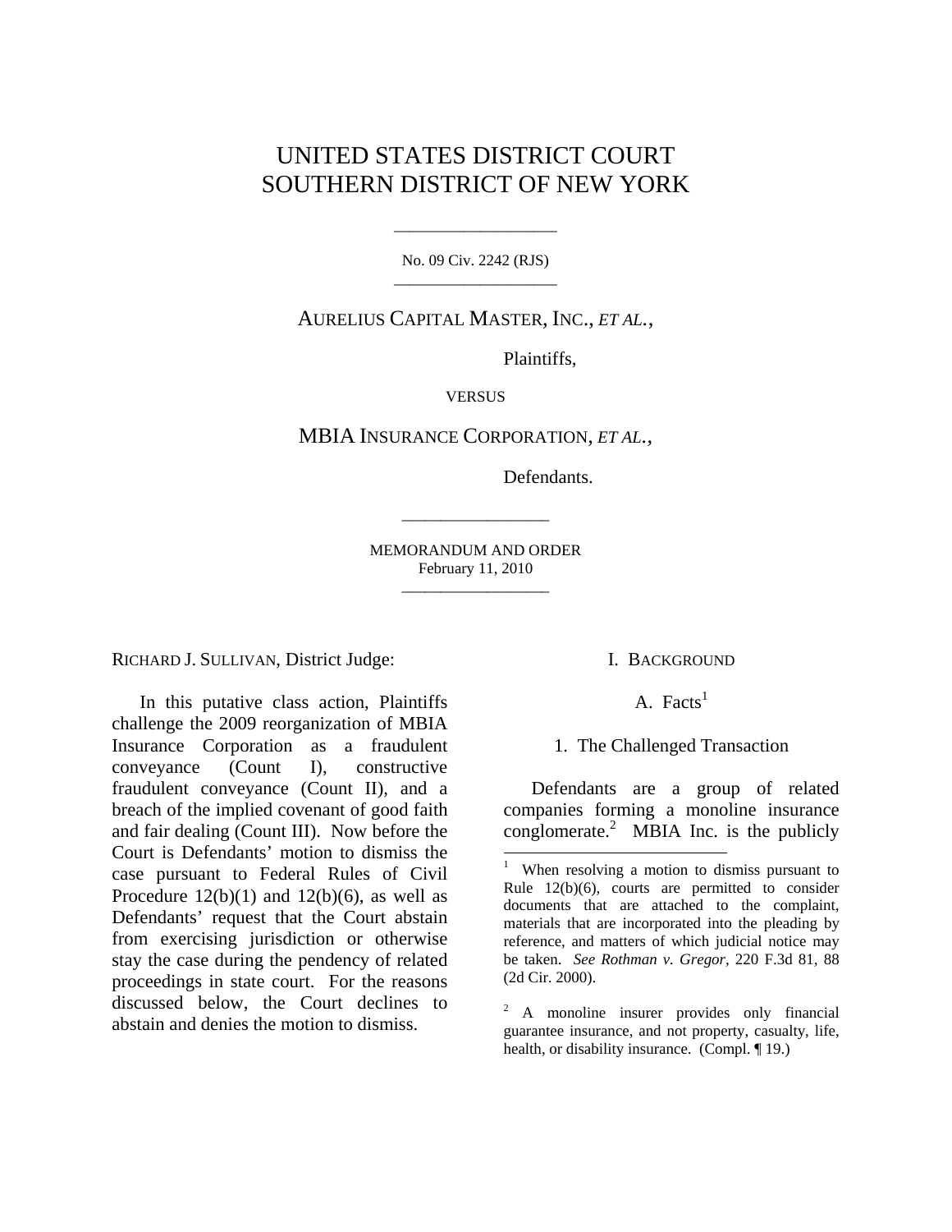# UNITED STATES DISTRICT COURT
# SOUTHERN DISTRICT OF NEW YORK

No. 09 Civ. 2242 (RJS)

AURELIUS CAPITAL MASTER, INC., *ET AL.*,

Plaintiffs,

VERSUS

MBIA INSURANCE CORPORATION, *ET AL.*,

Defendants.

MEMORANDUM AND ORDER
February 11, 2010

RICHARD J. SULLIVAN, District Judge:

In this putative class action, Plaintiffs challenge the 2009 reorganization of MBIA Insurance Corporation as a fraudulent conveyance (Count I), constructive fraudulent conveyance (Count II), and a breach of the implied covenant of good faith and fair dealing (Count III). Now before the Court is Defendants' motion to dismiss the case pursuant to Federal Rules of Civil Procedure 12(b)(1) and 12(b)(6), as well as Defendants' request that the Court abstain from exercising jurisdiction or otherwise stay the case during the pendency of related proceedings in state court. For the reasons discussed below, the Court declines to abstain and denies the motion to dismiss.

## I. BACKGROUND

### A. Facts[1]

#### 1. The Challenged Transaction

Defendants are a group of related companies forming a monoline insurance conglomerate.[2] MBIA Inc. is the publicly

[1] When resolving a motion to dismiss pursuant to Rule 12(b)(6), courts are permitted to consider documents that are attached to the complaint, materials that are incorporated into the pleading by reference, and matters of which judicial notice may be taken. *See Rothman v. Gregor*, 220 F.3d 81, 88 (2d Cir. 2000).

[2] A monoline insurer provides only financial guarantee insurance, and not property, casualty, life, health, or disability insurance. (Compl. ¶ 19.)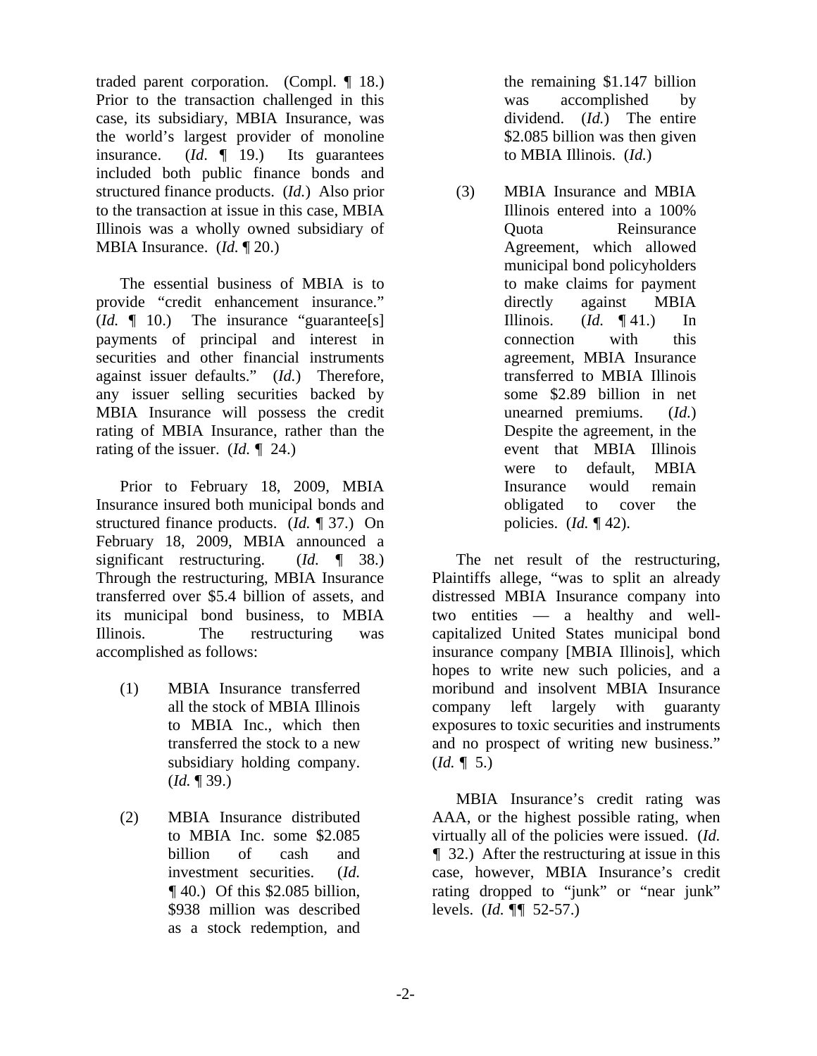traded parent corporation. (Compl. ¶ 18.) Prior to the transaction challenged in this case, its subsidiary, MBIA Insurance, was the world's largest provider of monoline insurance. (*Id.* ¶ 19.) Its guarantees included both public finance bonds and structured finance products. (*Id.*) Also prior to the transaction at issue in this case, MBIA Illinois was a wholly owned subsidiary of MBIA Insurance. (*Id.* ¶ 20.)

The essential business of MBIA is to provide "credit enhancement insurance." (*Id.* ¶ 10.) The insurance "guarantee[s] payments of principal and interest in securities and other financial instruments against issuer defaults." (*Id.*) Therefore, any issuer selling securities backed by MBIA Insurance will possess the credit rating of MBIA Insurance, rather than the rating of the issuer. (*Id.* ¶ 24.)

Prior to February 18, 2009, MBIA Insurance insured both municipal bonds and structured finance products. (*Id.* ¶ 37.) On February 18, 2009, MBIA announced a significant restructuring. (*Id.* ¶ 38.) Through the restructuring, MBIA Insurance transferred over $5.4 billion of assets, and its municipal bond business, to MBIA Illinois. The restructuring was accomplished as follows:

(1) MBIA Insurance transferred all the stock of MBIA Illinois to MBIA Inc., which then transferred the stock to a new subsidiary holding company. (*Id.* ¶ 39.)

(2) MBIA Insurance distributed to MBIA Inc. some $2.085 billion of cash and investment securities. (*Id.* ¶ 40.) Of this $2.085 billion, $938 million was described as a stock redemption, and the remaining $1.147 billion was accomplished by dividend. (*Id.*) The entire $2.085 billion was then given to MBIA Illinois. (*Id.*)

(3) MBIA Insurance and MBIA Illinois entered into a 100% Quota Reinsurance Agreement, which allowed municipal bond policyholders to make claims for payment directly against MBIA Illinois. (*Id.* ¶ 41.) In connection with this agreement, MBIA Insurance transferred to MBIA Illinois some $2.89 billion in net unearned premiums. (*Id.*) Despite the agreement, in the event that MBIA Illinois were to default, MBIA Insurance would remain obligated to cover the policies. (*Id.* ¶ 42).

The net result of the restructuring, Plaintiffs allege, "was to split an already distressed MBIA Insurance company into two entities — a healthy and well-capitalized United States municipal bond insurance company [MBIA Illinois], which hopes to write new such policies, and a moribund and insolvent MBIA Insurance company left largely with guaranty exposures to toxic securities and instruments and no prospect of writing new business." (*Id.* ¶ 5.)

MBIA Insurance's credit rating was AAA, or the highest possible rating, when virtually all of the policies were issued. (*Id.* ¶ 32.) After the restructuring at issue in this case, however, MBIA Insurance's credit rating dropped to "junk" or "near junk" levels. (*Id.* ¶¶ 52-57.)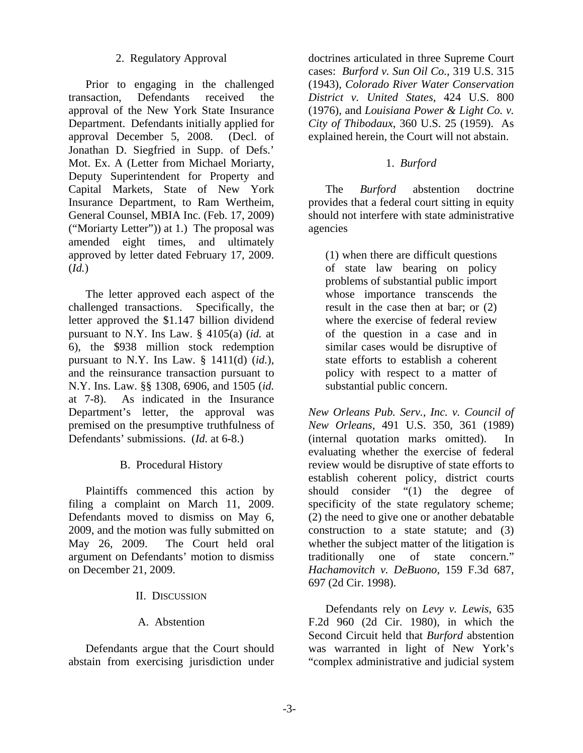### 2. Regulatory Approval

Prior to engaging in the challenged transaction, Defendants received the approval of the New York State Insurance Department. Defendants initially applied for approval December 5, 2008. (Decl. of Jonathan D. Siegfried in Supp. of Defs.' Mot. Ex. A (Letter from Michael Moriarty, Deputy Superintendent for Property and Capital Markets, State of New York Insurance Department, to Ram Wertheim, General Counsel, MBIA Inc. (Feb. 17, 2009) ("Moriarty Letter")) at 1.) The proposal was amended eight times, and ultimately approved by letter dated February 17, 2009. (*Id.*)

The letter approved each aspect of the challenged transactions. Specifically, the letter approved the $1.147 billion dividend pursuant to N.Y. Ins Law. § 4105(a) (*id.* at 6), the $938 million stock redemption pursuant to N.Y. Ins Law. § 1411(d) (*id.*), and the reinsurance transaction pursuant to N.Y. Ins. Law. §§ 1308, 6906, and 1505 (*id.* at 7-8). As indicated in the Insurance Department's letter, the approval was premised on the presumptive truthfulness of Defendants' submissions. (*Id.* at 6-8.)

### B. Procedural History

Plaintiffs commenced this action by filing a complaint on March 11, 2009. Defendants moved to dismiss on May 6, 2009, and the motion was fully submitted on May 26, 2009. The Court held oral argument on Defendants' motion to dismiss on December 21, 2009.

## II. Discussion

### A. Abstention

Defendants argue that the Court should abstain from exercising jurisdiction under doctrines articulated in three Supreme Court cases: *Burford v. Sun Oil Co.*, 319 U.S. 315 (1943), *Colorado River Water Conservation District v. United States*, 424 U.S. 800 (1976), and *Louisiana Power & Light Co. v. City of Thibodaux*, 360 U.S. 25 (1959). As explained herein, the Court will not abstain.

#### 1. *Burford*

The *Burford* abstention doctrine provides that a federal court sitting in equity should not interfere with state administrative agencies

> (1) when there are difficult questions of state law bearing on policy problems of substantial public import whose importance transcends the result in the case then at bar; or (2) where the exercise of federal review of the question in a case and in similar cases would be disruptive of state efforts to establish a coherent policy with respect to a matter of substantial public concern.

*New Orleans Pub. Serv., Inc. v. Council of New Orleans*, 491 U.S. 350, 361 (1989) (internal quotation marks omitted). In evaluating whether the exercise of federal review would be disruptive of state efforts to establish coherent policy, district courts should consider "(1) the degree of specificity of the state regulatory scheme; (2) the need to give one or another debatable construction to a state statute; and (3) whether the subject matter of the litigation is traditionally one of state concern." *Hachamovitch v. DeBuono*, 159 F.3d 687, 697 (2d Cir. 1998).

Defendants rely on *Levy v. Lewis*, 635 F.2d 960 (2d Cir. 1980), in which the Second Circuit held that *Burford* abstention was warranted in light of New York's "complex administrative and judicial system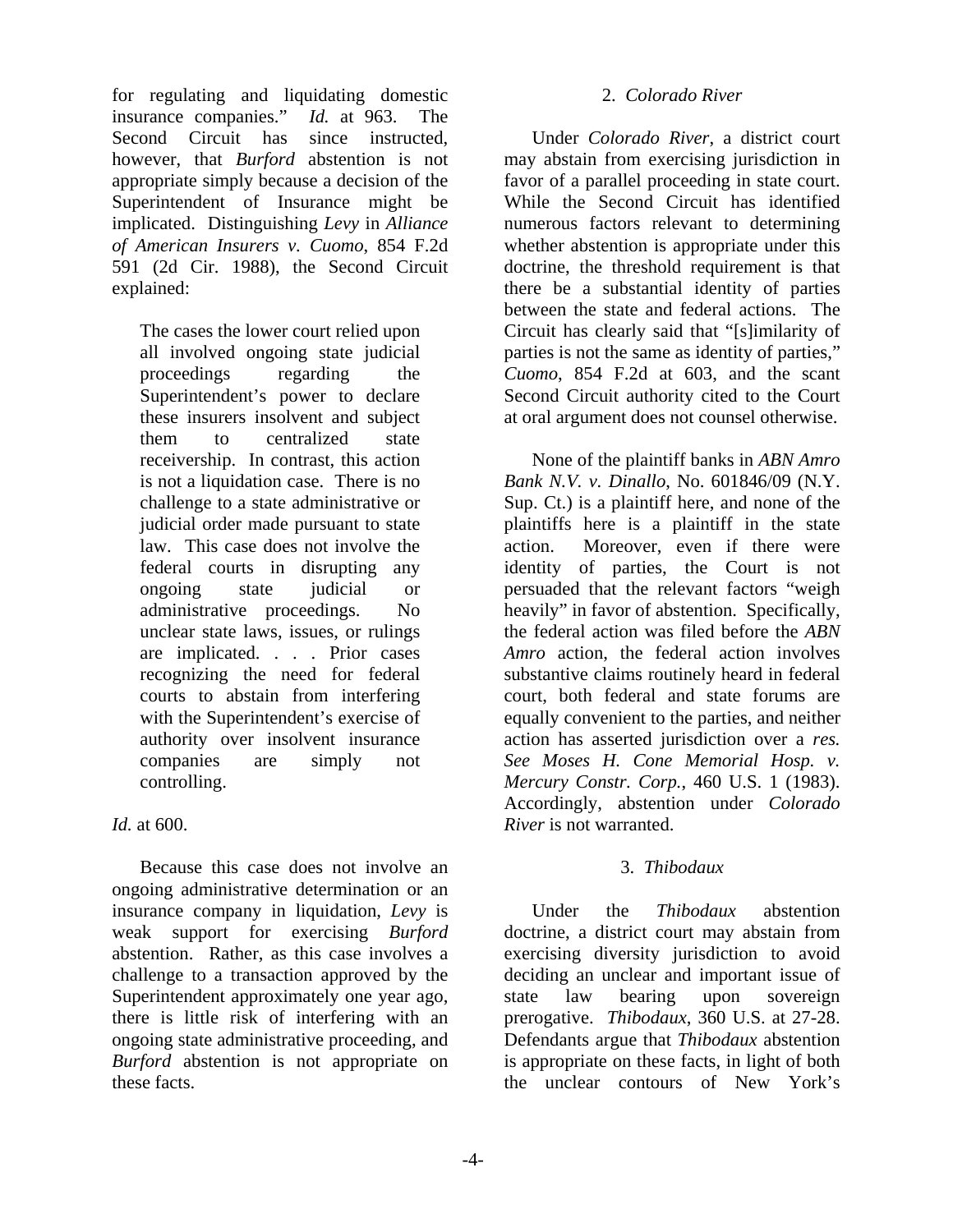for regulating and liquidating domestic insurance companies." *Id.* at 963. The Second Circuit has since instructed, however, that *Burford* abstention is not appropriate simply because a decision of the Superintendent of Insurance might be implicated. Distinguishing *Levy* in *Alliance of American Insurers v. Cuomo*, 854 F.2d 591 (2d Cir. 1988), the Second Circuit explained:

> The cases the lower court relied upon all involved ongoing state judicial proceedings regarding the Superintendent's power to declare these insurers insolvent and subject them to centralized state receivership. In contrast, this action is not a liquidation case. There is no challenge to a state administrative or judicial order made pursuant to state law. This case does not involve the federal courts in disrupting any ongoing state judicial or administrative proceedings. No unclear state laws, issues, or rulings are implicated. . . . Prior cases recognizing the need for federal courts to abstain from interfering with the Superintendent's exercise of authority over insolvent insurance companies are simply not controlling.

*Id.* at 600.

Because this case does not involve an ongoing administrative determination or an insurance company in liquidation, *Levy* is weak support for exercising *Burford* abstention. Rather, as this case involves a challenge to a transaction approved by the Superintendent approximately one year ago, there is little risk of interfering with an ongoing state administrative proceeding, and *Burford* abstention is not appropriate on these facts.

### 2. *Colorado River*

Under *Colorado River*, a district court may abstain from exercising jurisdiction in favor of a parallel proceeding in state court. While the Second Circuit has identified numerous factors relevant to determining whether abstention is appropriate under this doctrine, the threshold requirement is that there be a substantial identity of parties between the state and federal actions. The Circuit has clearly said that "[s]imilarity of parties is not the same as identity of parties," *Cuomo*, 854 F.2d at 603, and the scant Second Circuit authority cited to the Court at oral argument does not counsel otherwise.

None of the plaintiff banks in *ABN Amro Bank N.V. v. Dinallo*, No. 601846/09 (N.Y. Sup. Ct.) is a plaintiff here, and none of the plaintiffs here is a plaintiff in the state action. Moreover, even if there were identity of parties, the Court is not persuaded that the relevant factors "weigh heavily" in favor of abstention. Specifically, the federal action was filed before the *ABN Amro* action, the federal action involves substantive claims routinely heard in federal court, both federal and state forums are equally convenient to the parties, and neither action has asserted jurisdiction over a *res*. *See Moses H. Cone Memorial Hosp. v. Mercury Constr. Corp.*, 460 U.S. 1 (1983). Accordingly, abstention under *Colorado River* is not warranted.

### 3. *Thibodaux*

Under the *Thibodaux* abstention doctrine, a district court may abstain from exercising diversity jurisdiction to avoid deciding an unclear and important issue of state law bearing upon sovereign prerogative. *Thibodaux*, 360 U.S. at 27-28. Defendants argue that *Thibodaux* abstention is appropriate on these facts, in light of both the unclear contours of New York's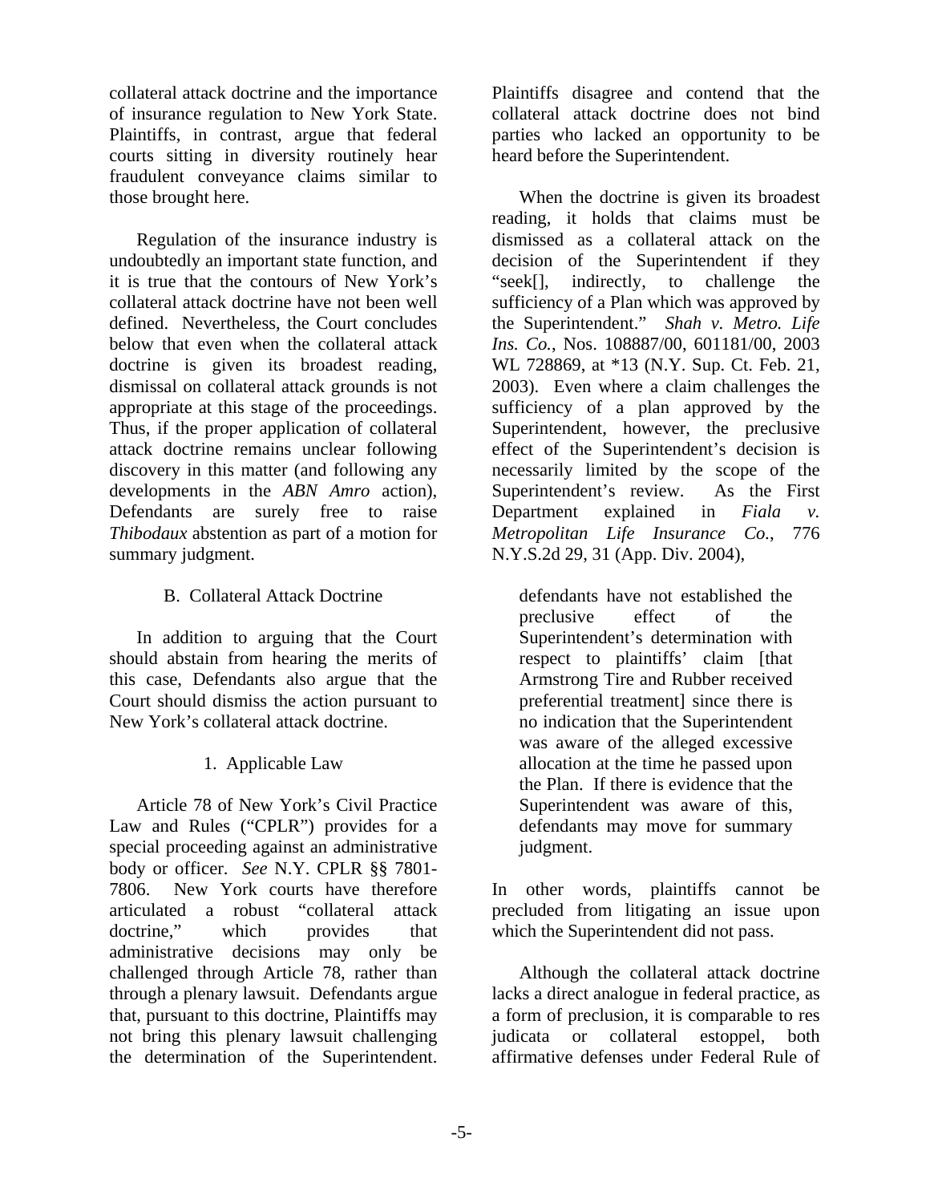collateral attack doctrine and the importance of insurance regulation to New York State. Plaintiffs, in contrast, argue that federal courts sitting in diversity routinely hear fraudulent conveyance claims similar to those brought here.

Regulation of the insurance industry is undoubtedly an important state function, and it is true that the contours of New York's collateral attack doctrine have not been well defined. Nevertheless, the Court concludes below that even when the collateral attack doctrine is given its broadest reading, dismissal on collateral attack grounds is not appropriate at this stage of the proceedings. Thus, if the proper application of collateral attack doctrine remains unclear following discovery in this matter (and following any developments in the *ABN Amro* action), Defendants are surely free to raise *Thibodaux* abstention as part of a motion for summary judgment.

### B. Collateral Attack Doctrine

In addition to arguing that the Court should abstain from hearing the merits of this case, Defendants also argue that the Court should dismiss the action pursuant to New York's collateral attack doctrine.

#### 1. Applicable Law

Article 78 of New York's Civil Practice Law and Rules ("CPLR") provides for a special proceeding against an administrative body or officer. *See* N.Y. CPLR §§ 7801-7806. New York courts have therefore articulated a robust "collateral attack doctrine," which provides that administrative decisions may only be challenged through Article 78, rather than through a plenary lawsuit. Defendants argue that, pursuant to this doctrine, Plaintiffs may not bring this plenary lawsuit challenging the determination of the Superintendent. Plaintiffs disagree and contend that the collateral attack doctrine does not bind parties who lacked an opportunity to be heard before the Superintendent.

When the doctrine is given its broadest reading, it holds that claims must be dismissed as a collateral attack on the decision of the Superintendent if they "seek[], indirectly, to challenge the sufficiency of a Plan which was approved by the Superintendent." *Shah v. Metro. Life Ins. Co.*, Nos. 108887/00, 601181/00, 2003 WL 728869, at *13 (N.Y. Sup. Ct. Feb. 21, 2003). Even where a claim challenges the sufficiency of a plan approved by the Superintendent, however, the preclusive effect of the Superintendent's decision is necessarily limited by the scope of the Superintendent's review. As the First Department explained in *Fiala v. Metropolitan Life Insurance Co.*, 776 N.Y.S.2d 29, 31 (App. Div. 2004),

> defendants have not established the preclusive effect of the Superintendent's determination with respect to plaintiffs' claim [that Armstrong Tire and Rubber received preferential treatment] since there is no indication that the Superintendent was aware of the alleged excessive allocation at the time he passed upon the Plan. If there is evidence that the Superintendent was aware of this, defendants may move for summary judgment.

In other words, plaintiffs cannot be precluded from litigating an issue upon which the Superintendent did not pass.

Although the collateral attack doctrine lacks a direct analogue in federal practice, as a form of preclusion, it is comparable to res judicata or collateral estoppel, both affirmative defenses under Federal Rule of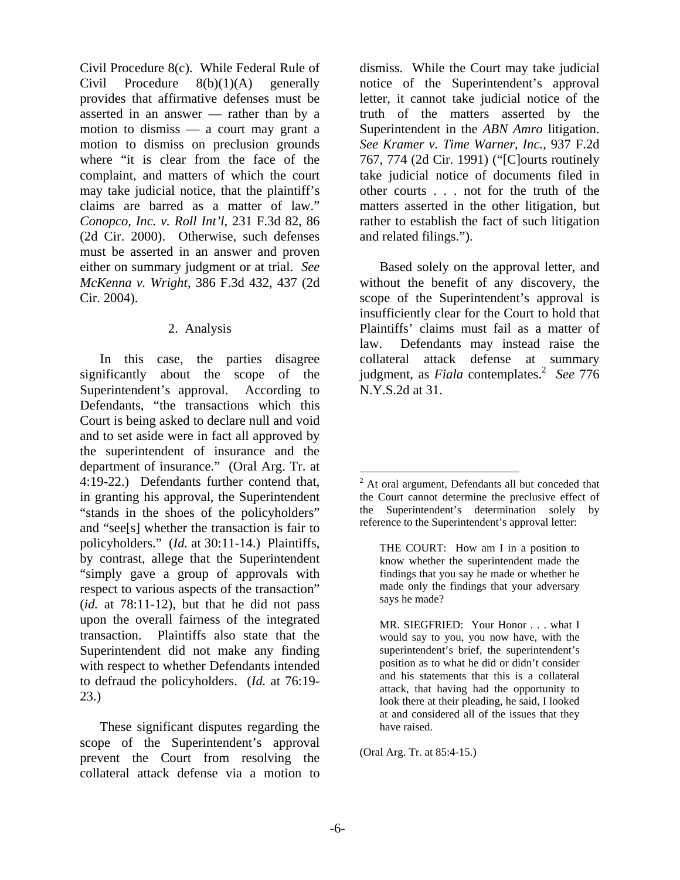Civil Procedure 8(c). While Federal Rule of Civil Procedure 8(b)(1)(A) generally provides that affirmative defenses must be asserted in an answer — rather than by a motion to dismiss — a court may grant a motion to dismiss on preclusion grounds where "it is clear from the face of the complaint, and matters of which the court may take judicial notice, that the plaintiff's claims are barred as a matter of law." *Conopco, Inc. v. Roll Int'l*, 231 F.3d 82, 86 (2d Cir. 2000). Otherwise, such defenses must be asserted in an answer and proven either on summary judgment or at trial. *See McKenna v. Wright*, 386 F.3d 432, 437 (2d Cir. 2004).

### 2. Analysis

In this case, the parties disagree significantly about the scope of the Superintendent's approval. According to Defendants, "the transactions which this Court is being asked to declare null and void and to set aside were in fact all approved by the superintendent of insurance and the department of insurance." (Oral Arg. Tr. at 4:19-22.) Defendants further contend that, in granting his approval, the Superintendent "stands in the shoes of the policyholders" and "see[s] whether the transaction is fair to policyholders." (*Id.* at 30:11-14.) Plaintiffs, by contrast, allege that the Superintendent "simply gave a group of approvals with respect to various aspects of the transaction" (*id.* at 78:11-12), but that he did not pass upon the overall fairness of the integrated transaction. Plaintiffs also state that the Superintendent did not make any finding with respect to whether Defendants intended to defraud the policyholders. (*Id.* at 76:19-23.)

These significant disputes regarding the scope of the Superintendent's approval prevent the Court from resolving the collateral attack defense via a motion to dismiss. While the Court may take judicial notice of the Superintendent's approval letter, it cannot take judicial notice of the truth of the matters asserted by the Superintendent in the *ABN Amro* litigation. *See Kramer v. Time Warner, Inc.*, 937 F.2d 767, 774 (2d Cir. 1991) ("[C]ourts routinely take judicial notice of documents filed in other courts . . . not for the truth of the matters asserted in the other litigation, but rather to establish the fact of such litigation and related filings.").

Based solely on the approval letter, and without the benefit of any discovery, the scope of the Superintendent's approval is insufficiently clear for the Court to hold that Plaintiffs' claims must fail as a matter of law. Defendants may instead raise the collateral attack defense at summary judgment, as *Fiala* contemplates.[2] *See* 776 N.Y.S.2d at 31.

---

[2] At oral argument, Defendants all but conceded that the Court cannot determine the preclusive effect of the Superintendent's determination solely by reference to the Superintendent's approval letter:

> THE COURT: How am I in a position to know whether the superintendent made the findings that you say he made or whether he made only the findings that your adversary says he made?
>
> MR. SIEGFRIED: Your Honor . . . what I would say to you, you now have, with the superintendent's brief, the superintendent's position as to what he did or didn't consider and his statements that this is a collateral attack, that having had the opportunity to look there at their pleading, he said, I looked at and considered all of the issues that they have raised.

(Oral Arg. Tr. at 85:4-15.)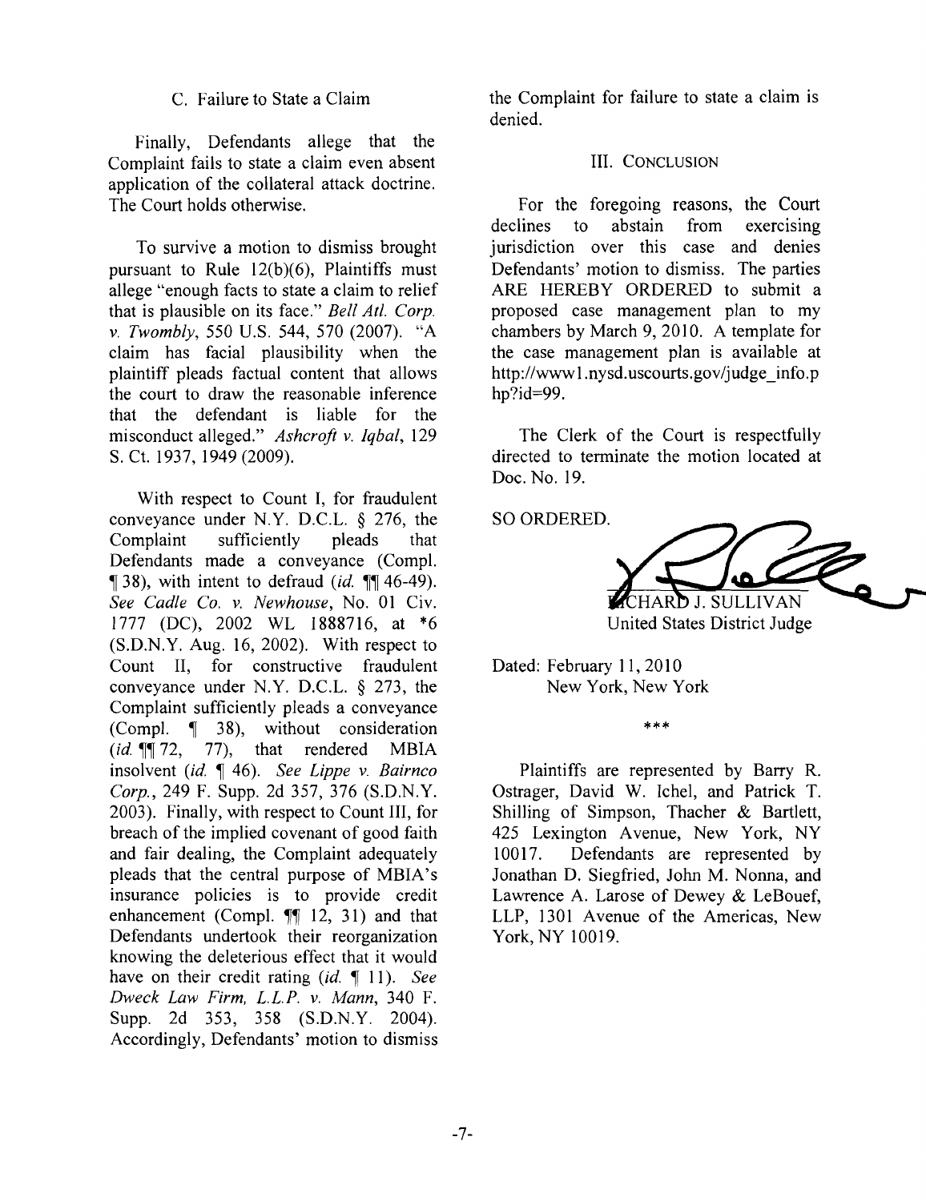### C. Failure to State a Claim

Finally, Defendants allege that the Complaint fails to state a claim even absent application of the collateral attack doctrine. The Court holds otherwise.

To survive a motion to dismiss brought pursuant to Rule 12(b)(6), Plaintiffs must allege "enough facts to state a claim to relief that is plausible on its face." *Bell Atl. Corp. v. Twombly*, 550 U.S. 544, 570 (2007). "A claim has facial plausibility when the plaintiff pleads factual content that allows the court to draw the reasonable inference that the defendant is liable for the misconduct alleged." *Ashcroft v. Iqbal*, 129 S. Ct. 1937, 1949 (2009).

With respect to Count I, for fraudulent conveyance under N.Y. D.C.L. § 276, the Complaint sufficiently pleads that Defendants made a conveyance (Compl. ¶ 38), with intent to defraud (*id.* ¶¶ 46-49). *See Cadle Co. v. Newhouse*, No. 01 Civ. 1777 (DC), 2002 WL 1888716, at *6 (S.D.N.Y. Aug. 16, 2002). With respect to Count II, for constructive fraudulent conveyance under N.Y. D.C.L. § 273, the Complaint sufficiently pleads a conveyance (Compl. ¶ 38), without consideration (*id.* ¶¶ 72, 77), that rendered MBIA insolvent (*id.* ¶ 46). *See Lippe v. Bairnco Corp.*, 249 F. Supp. 2d 357, 376 (S.D.N.Y. 2003). Finally, with respect to Count III, for breach of the implied covenant of good faith and fair dealing, the Complaint adequately pleads that the central purpose of MBIA's insurance policies is to provide credit enhancement (Compl. ¶¶ 12, 31) and that Defendants undertook their reorganization knowing the deleterious effect that it would have on their credit rating (*id.* ¶ 11). *See Dweck Law Firm, L.L.P. v. Mann*, 340 F. Supp. 2d 353, 358 (S.D.N.Y. 2004). Accordingly, Defendants' motion to dismiss the Complaint for failure to state a claim is denied.

## III. CONCLUSION

For the foregoing reasons, the Court declines to abstain from exercising jurisdiction over this case and denies Defendants' motion to dismiss. The parties ARE HEREBY ORDERED to submit a proposed case management plan to my chambers by March 9, 2010. A template for the case management plan is available at http://www1.nysd.uscourts.gov/judge_info.php?id=99.

The Clerk of the Court is respectfully directed to terminate the motion located at Doc. No. 19.

SO ORDERED.

RICHARD J. SULLIVAN
United States District Judge

Dated: February 11, 2010
New York, New York

***

Plaintiffs are represented by Barry R. Ostrager, David W. Ichel, and Patrick T. Shilling of Simpson, Thacher & Bartlett, 425 Lexington Avenue, New York, NY 10017. Defendants are represented by Jonathan D. Siegfried, John M. Nonna, and Lawrence A. Larose of Dewey & LeBouef, LLP, 1301 Avenue of the Americas, New York, NY 10019.